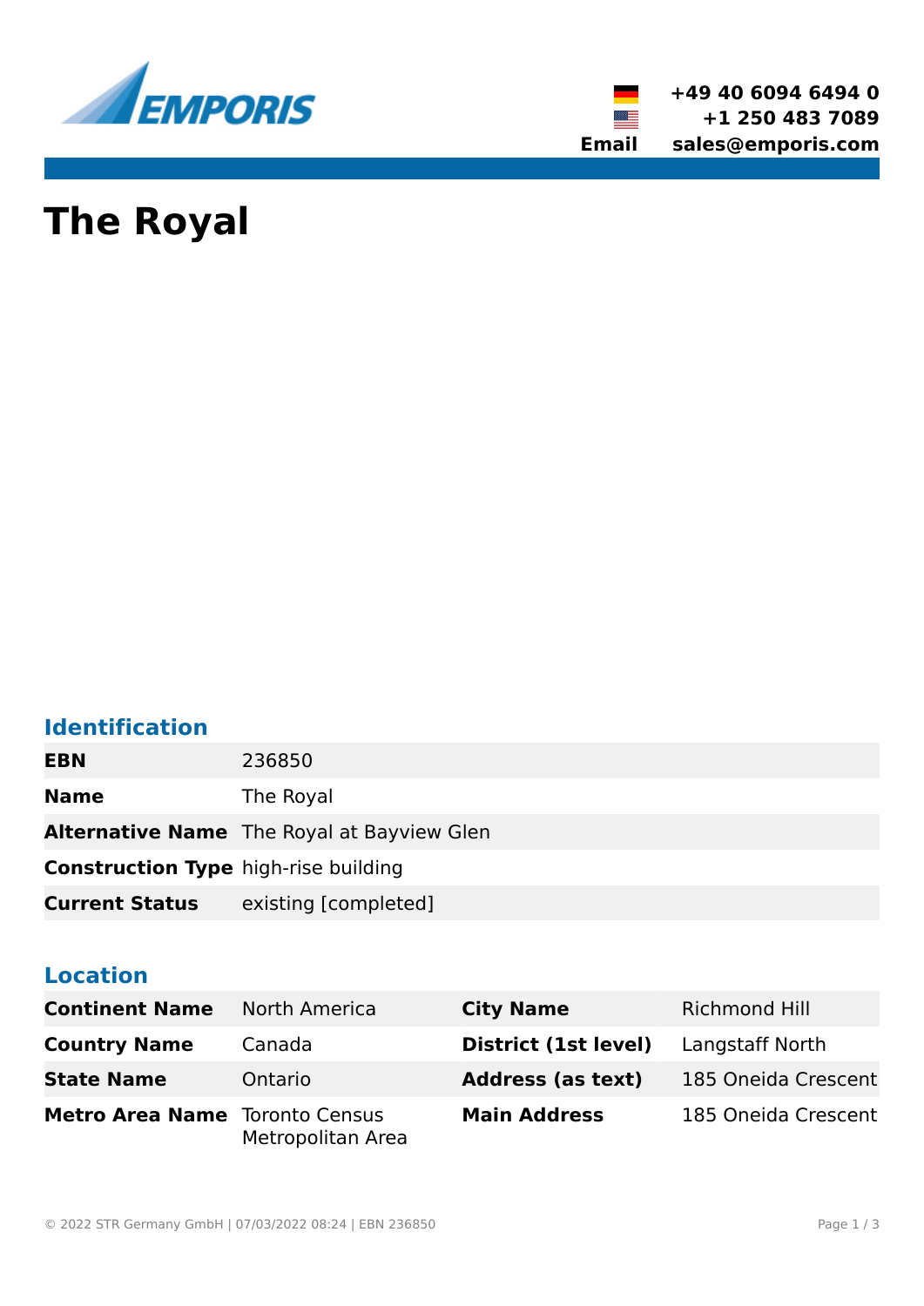EMPORIS

| | |
|---|---|
| Germany | +49 40 6094 6494 0 |
| USA | +1 250 483 7089 |
| Email | sales@emporis.com |

# The Royal

## Identification

| | |
|---|---|
| **EBN** | 236850 |
| **Name** | The Royal |
| **Alternative Name** | The Royal at Bayview Glen |
| **Construction Type** | high-rise building |
| **Current Status** | existing [completed] |

## Location

| | | | |
|---|---|---|---|
| **Continent Name** | North America | **City Name** | Richmond Hill |
| **Country Name** | Canada | **District (1st level)** | Langstaff North |
| **State Name** | Ontario | **Address (as text)** | 185 Oneida Crescent |
| **Metro Area Name** | Toronto Census Metropolitan Area | **Main Address** | 185 Oneida Crescent |

© 2022 STR Germany GmbH | 07/03/2022 08:24 | EBN 236850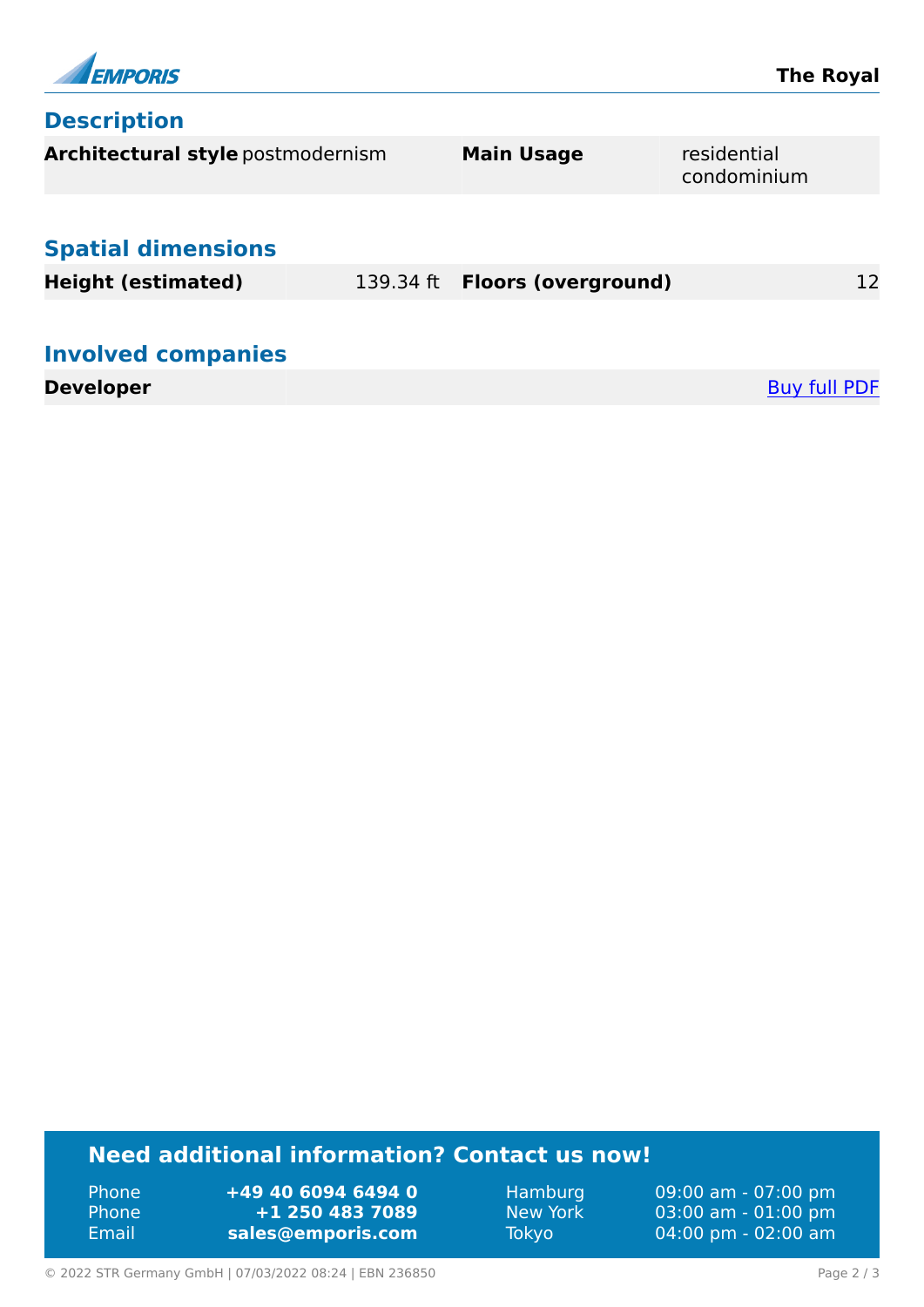## Description

| Architectural style | postmodernism | Main Usage | residential condominium |
| --- | --- | --- | --- |

## Spatial dimensions

| Height (estimated) | 139.34 ft | Floors (overground) | 12 |
| --- | --- | --- | --- |

## Involved companies

| Developer | | Buy full PDF |
| --- | --- | --- |

## Need additional information? Contact us now!

| | | | |
| --- | --- | --- | --- |
| Phone | **+49 40 6094 6494 0** | Hamburg | 09:00 am - 07:00 pm |
| Phone | **+1 250 483 7089** | New York | 03:00 am - 01:00 pm |
| Email | **sales@emporis.com** | Tokyo | 04:00 pm - 02:00 am |

© 2022 STR Germany GmbH | 07/03/2022 08:24 | EBN 236850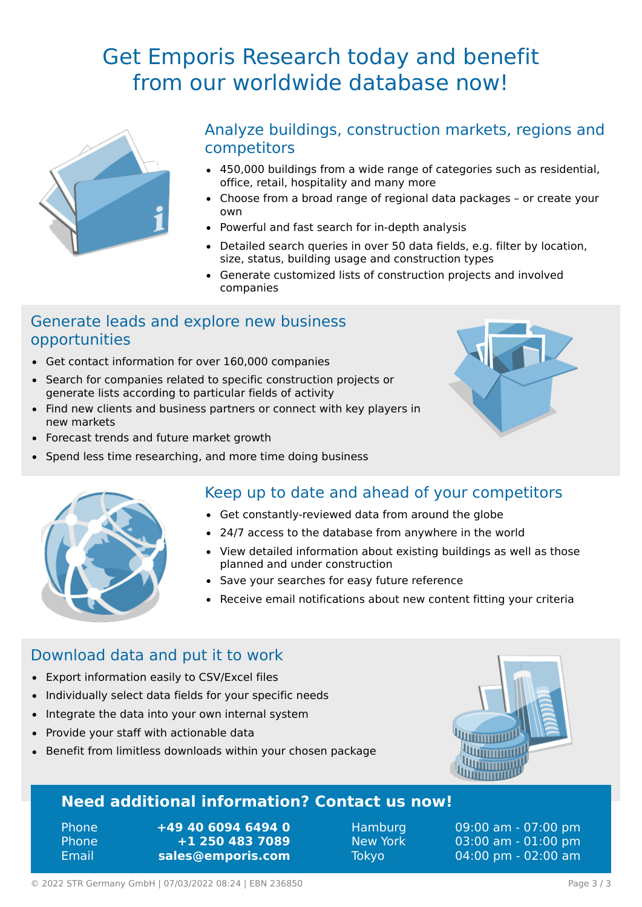# Get Emporis Research today and benefit from our worldwide database now!

## Analyze buildings, construction markets, regions and competitors

- 450,000 buildings from a wide range of categories such as residential, office, retail, hospitality and many more
- Choose from a broad range of regional data packages – or create your own
- Powerful and fast search for in-depth analysis
- Detailed search queries in over 50 data fields, e.g. filter by location, size, status, building usage and construction types
- Generate customized lists of construction projects and involved companies

## Generate leads and explore new business opportunities

- Get contact information for over 160,000 companies
- Search for companies related to specific construction projects or generate lists according to particular fields of activity
- Find new clients and business partners or connect with key players in new markets
- Forecast trends and future market growth
- Spend less time researching, and more time doing business

## Keep up to date and ahead of your competitors

- Get constantly-reviewed data from around the globe
- 24/7 access to the database from anywhere in the world
- View detailed information about existing buildings as well as those planned and under construction
- Save your searches for easy future reference
- Receive email notifications about new content fitting your criteria

## Download data and put it to work

- Export information easily to CSV/Excel files
- Individually select data fields for your specific needs
- Integrate the data into your own internal system
- Provide your staff with actionable data
- Benefit from limitless downloads within your chosen package

### Need additional information? Contact us now!

| | | | |
|---|---|---|---|
| Phone | **+49 40 6094 6494 0** | Hamburg | 09:00 am - 07:00 pm |
| Phone | **+1 250 483 7089** | New York | 03:00 am - 01:00 pm |
| Email | **sales@emporis.com** | Tokyo | 04:00 pm - 02:00 am |

© 2022 STR Germany GmbH | 07/03/2022 08:24 | EBN 236850